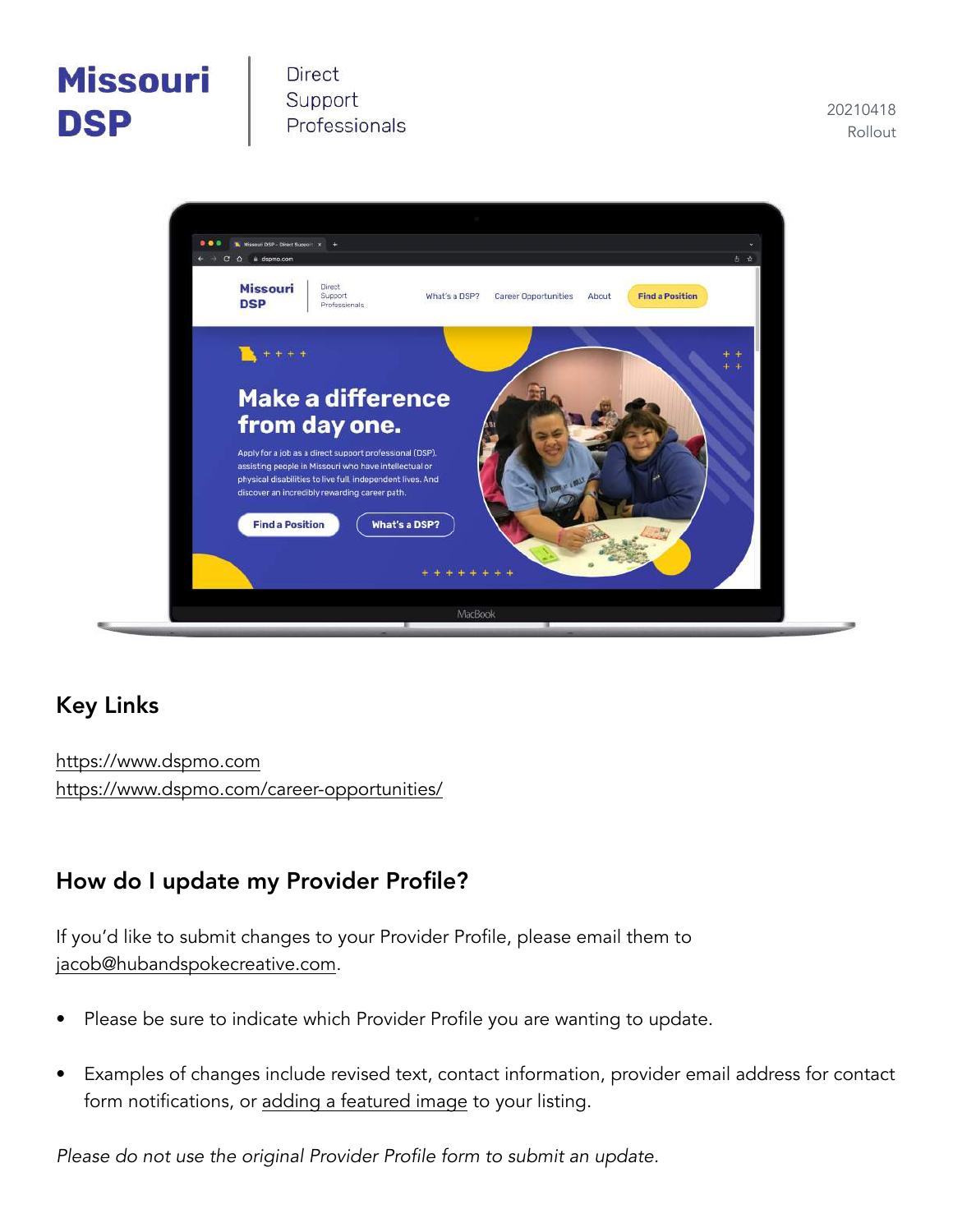# Missouri DSP | Direct Support Professionals

20210418
Rollout

## Key Links

https://www.dspmo.com
https://www.dspmo.com/career-opportunities/

## How do I update my Provider Profile?

If you'd like to submit changes to your Provider Profile, please email them to jacob@hubandspokecreative.com.

- Please be sure to indicate which Provider Profile you are wanting to update.
- Examples of changes include revised text, contact information, provider email address for contact form notifications, or adding a featured image to your listing.

*Please do not use the original Provider Profile form to submit an update.*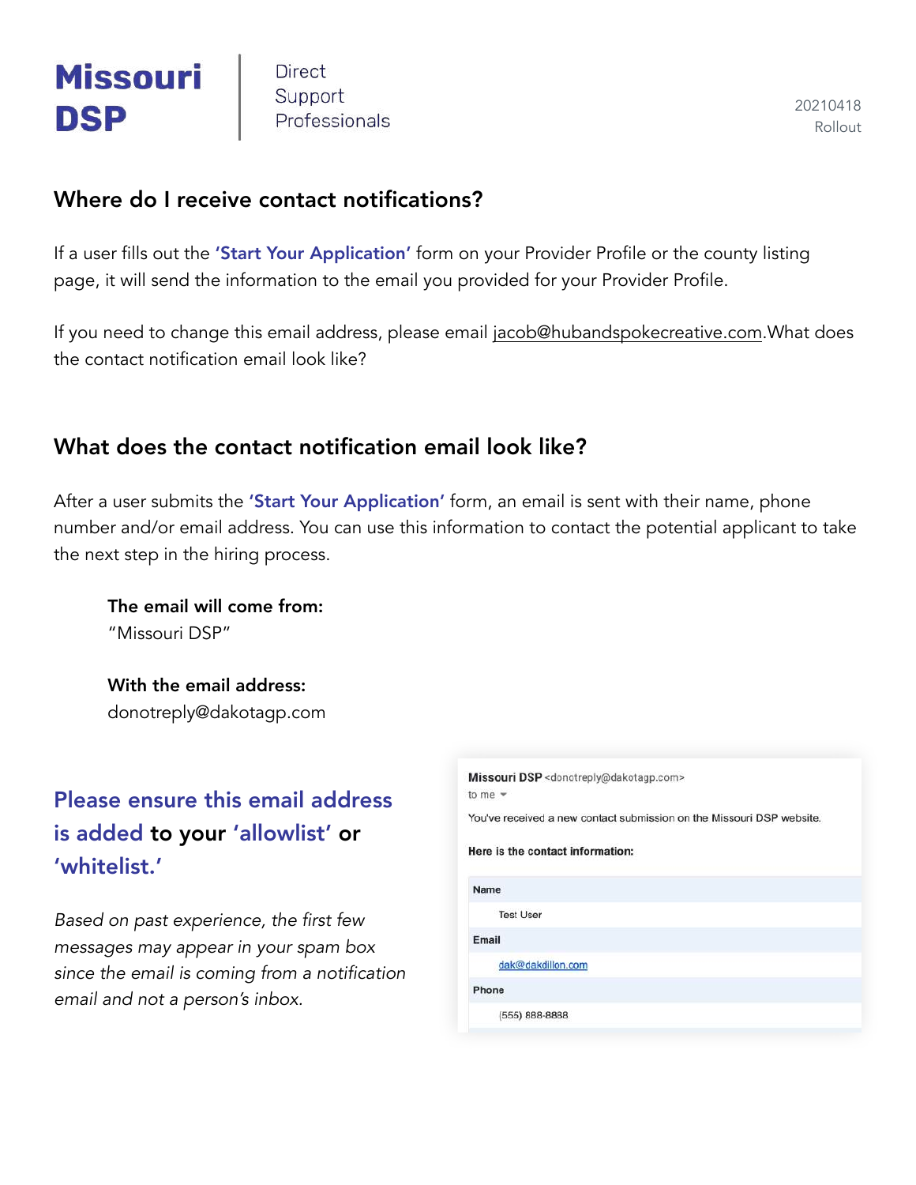# Missouri DSP | Direct Support Professionals

20210418
Rollout

## Where do I receive contact notifications?

If a user fills out the **'Start Your Application'** form on your Provider Profile or the county listing page, it will send the information to the email you provided for your Provider Profile.

If you need to change this email address, please email jacob@hubandspokecreative.com.What does the contact notification email look like?

## What does the contact notification email look like?

After a user submits the **'Start Your Application'** form, an email is sent with their name, phone number and/or email address. You can use this information to contact the potential applicant to take the next step in the hiring process.

**The email will come from:**
"Missouri DSP"

**With the email address:**
donotreply@dakotagp.com

### Please ensure this email address is added to your 'allowlist' or 'whitelist.'

*Based on past experience, the first few messages may appear in your spam box since the email is coming from a notification email and not a person's inbox.*

**Missouri DSP** <donotreply@dakotagp.com>
to me

You've received a new contact submission on the Missouri DSP website.

**Here is the contact information:**

| **Name** |
| --- |
| Test User |
| **Email** |
| dak@dakdillon.com |
| **Phone** |
| (555) 888-8888 |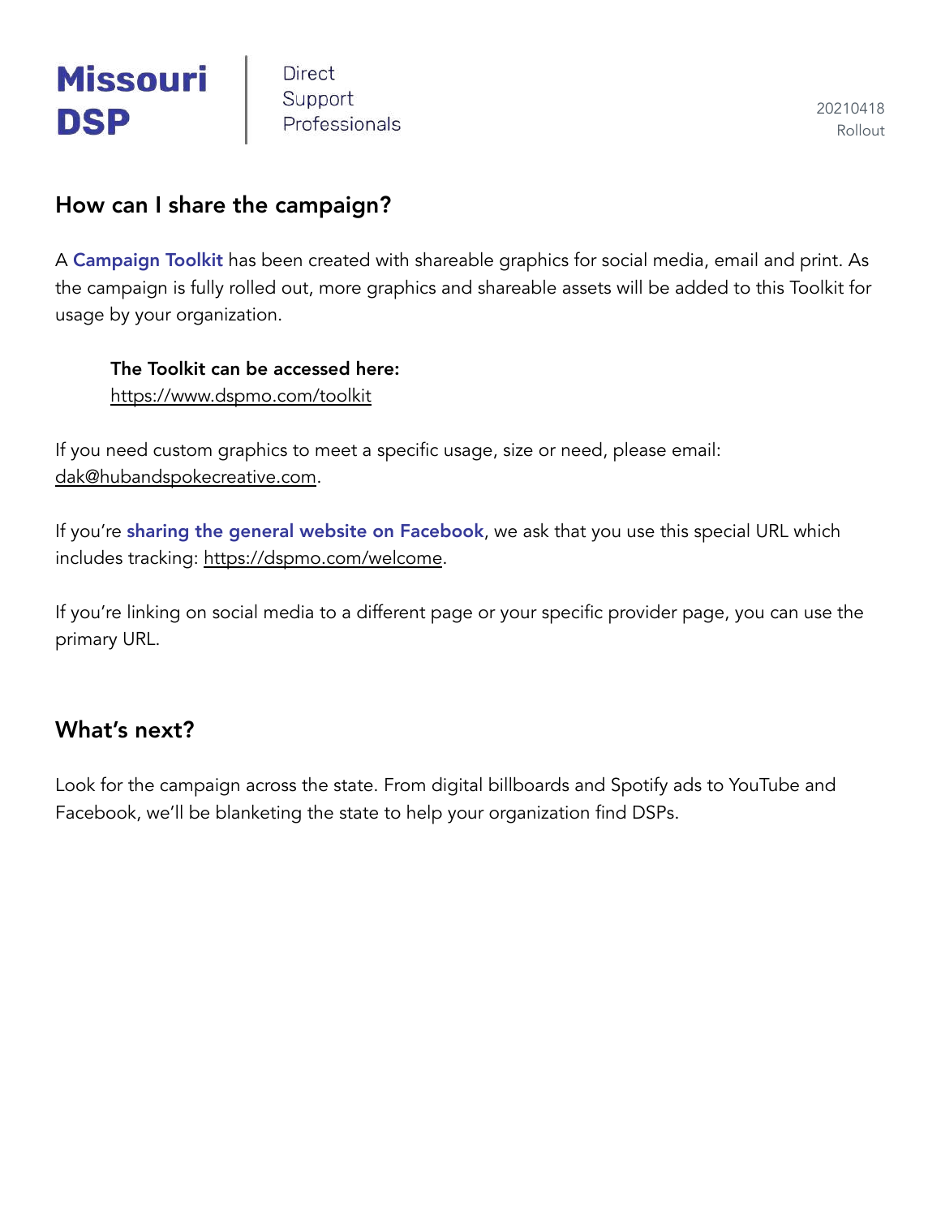## How can I share the campaign?

A **Campaign Toolkit** has been created with shareable graphics for social media, email and print. As the campaign is fully rolled out, more graphics and shareable assets will be added to this Toolkit for usage by your organization.

> **The Toolkit can be accessed here:**
> https://www.dspmo.com/toolkit

If you need custom graphics to meet a specific usage, size or need, please email: dak@hubandspokecreative.com.

If you're **sharing the general website on Facebook**, we ask that you use this special URL which includes tracking: https://dspmo.com/welcome.

If you're linking on social media to a different page or your specific provider page, you can use the primary URL.

## What's next?

Look for the campaign across the state. From digital billboards and Spotify ads to YouTube and Facebook, we'll be blanketing the state to help your organization find DSPs.